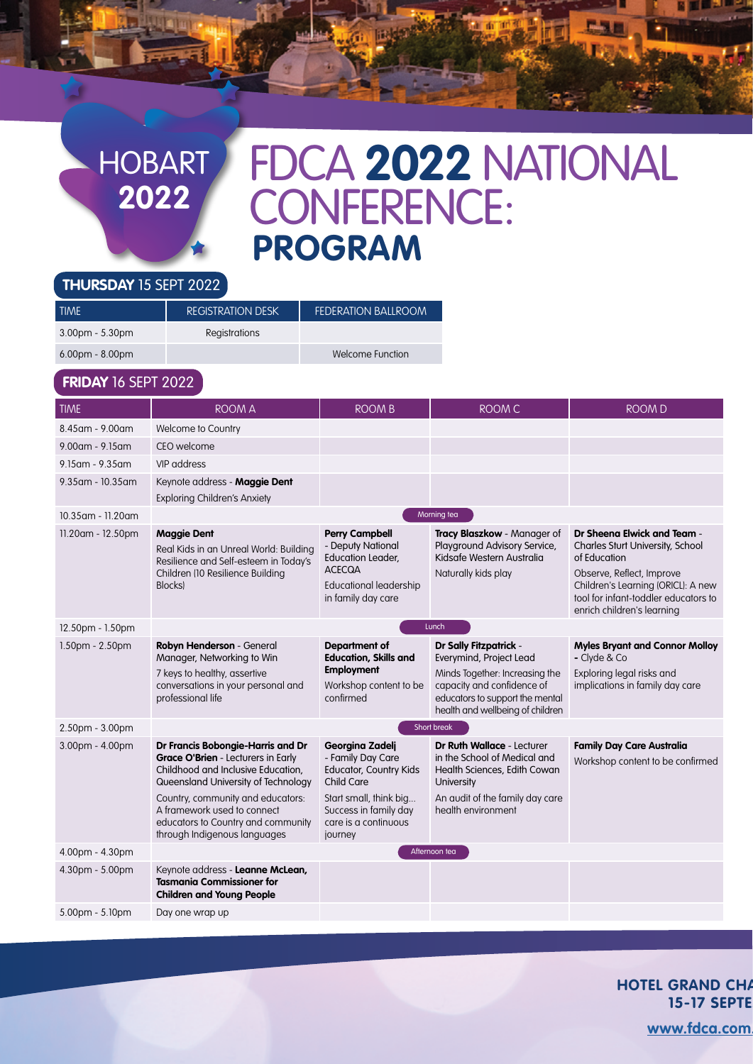# HOBART 2022

# FDCA 2022 NATIONAL CONFERENCE: PROGRAM

## THURSDAY 15 SEPT 2022

| TIME | REGISTRATION DESK | FEDERATION BALLROOM |
| --- | --- | --- |
| 3.00pm - 5.30pm | Registrations | |
| 6.00pm - 8.00pm | | Welcome Function |

## FRIDAY 16 SEPT 2022

| TIME | ROOM A | ROOM B | ROOM C | ROOM D |
| --- | --- | --- | --- | --- |
| 8.45am - 9.00am | Welcome to Country | | | |
| 9.00am - 9.15am | CEO welcome | | | |
| 9.15am - 9.35am | VIP address | | | |
| 9.35am - 10.35am | Keynote address - **Maggie Dent** Exploring Children's Anxiety | | | |
| 10.35am - 11.20am | Morning tea | | | |
| 11.20am - 12.50pm | **Maggie Dent** Real Kids in an Unreal World: Building Resilience and Self-esteem in Today's Children (10 Resilience Building Blocks) | **Perry Campbell** - Deputy National Education Leader, ACECQA Educational leadership in family day care | **Tracy Blaszkow** - Manager of Playground Advisory Service, Kidsafe Western Australia Naturally kids play | **Dr Sheena Elwick and Team** - Charles Sturt University, School of Education Observe, Reflect, Improve Children's Learning (ORICL): A new tool for infant-toddler educators to enrich children's learning |
| 12.50pm - 1.50pm | Lunch | | | |
| 1.50pm - 2.50pm | **Robyn Henderson** - General Manager, Networking to Win 7 keys to healthy, assertive conversations in your personal and professional life | **Department of Education, Skills and Employment** Workshop content to be confirmed | **Dr Sally Fitzpatrick** - Everymind, Project Lead Minds Together: Increasing the capacity and confidence of educators to support the mental health and wellbeing of children | **Myles Bryant and Connor Molloy** - Clyde & Co Exploring legal risks and implications in family day care |
| 2.50pm - 3.00pm | Short break | | | |
| 3.00pm - 4.00pm | **Dr Francis Bobongie-Harris and Dr Grace O'Brien** - Lecturers in Early Childhood and Inclusive Education, Queensland University of Technology Country, community and educators: A framework used to connect educators to Country and community through Indigenous languages | **Georgina Zadelj** - Family Day Care Educator, Country Kids Child Care Start small, think big... Success in family day care is a continuous journey | **Dr Ruth Wallace** - Lecturer in the School of Medical and Health Sciences, Edith Cowan University An audit of the family day care health environment | **Family Day Care Australia** Workshop content to be confirmed |
| 4.00pm - 4.30pm | Afternoon tea | | | |
| 4.30pm - 5.00pm | Keynote address - **Leanne McLean, Tasmania Commissioner for Children and Young People** | | | |
| 5.00pm - 5.10pm | Day one wrap up | | | |

**HOTEL GRAND CHA**
**15-17 SEPTE**

www.fdca.com.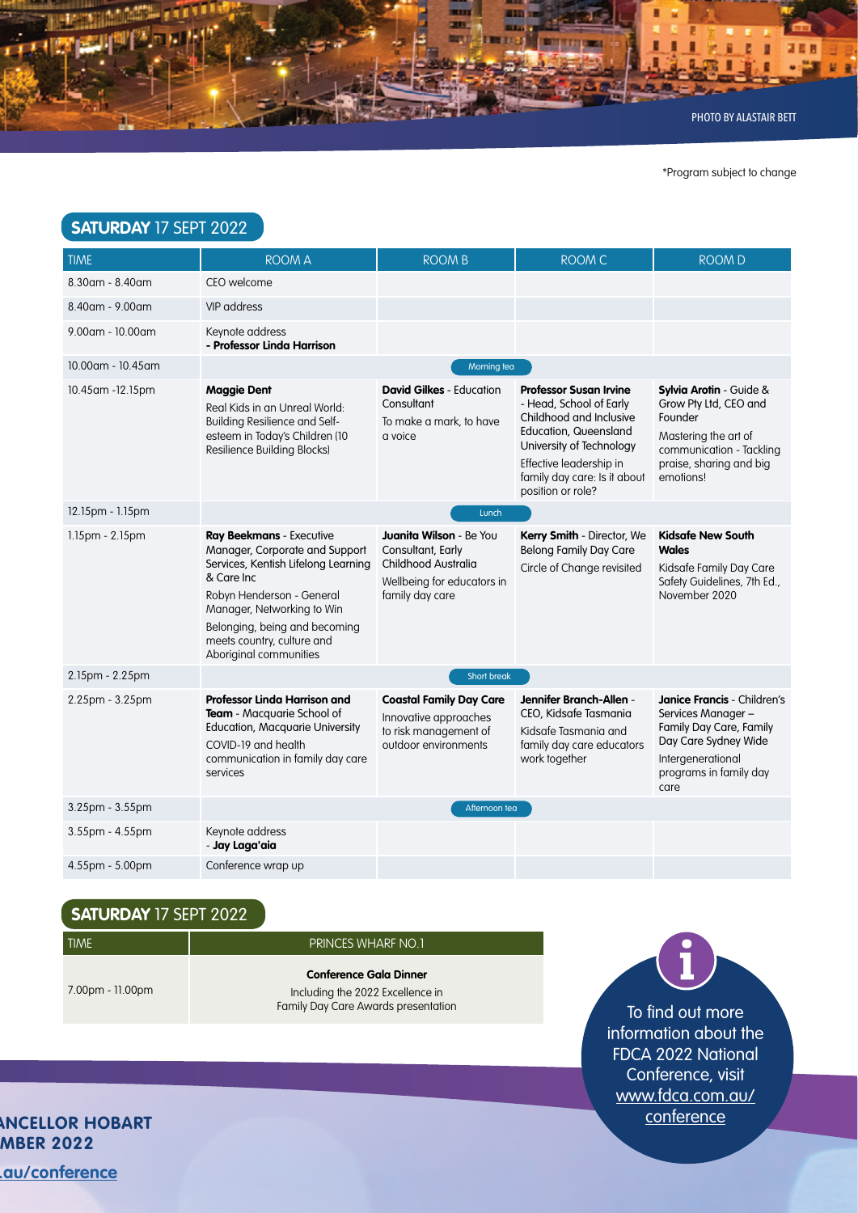PHOTO BY ALASTAIR BETT

*Program subject to change

## SATURDAY 17 SEPT 2022

| TIME | ROOM A | ROOM B | ROOM C | ROOM D |
|---|---|---|---|---|
| 8.30am - 8.40am | CEO welcome | | | |
| 8.40am - 9.00am | VIP address | | | |
| 9.00am - 10.00am | Keynote address - **Professor Linda Harrison** | | | |
| 10.00am - 10.45am | Morning tea | | | |
| 10.45am -12.15pm | **Maggie Dent** Real Kids in an Unreal World: Building Resilience and Self-esteem in Today's Children (10 Resilience Building Blocks) | **David Gilkes** - Education Consultant To make a mark, to have a voice | **Professor Susan Irvine** - Head, School of Early Childhood and Inclusive Education, Queensland University of Technology Effective leadership in family day care: Is it about position or role? | **Sylvia Arotin** - Guide & Grow Pty Ltd, CEO and Founder Mastering the art of communication - Tackling praise, sharing and big emotions! |
| 12.15pm - 1.15pm | Lunch | | | |
| 1.15pm - 2.15pm | **Ray Beekmans** - Executive Manager, Corporate and Support Services, Kentish Lifelong Learning & Care Inc Robyn Henderson - General Manager, Networking to Win Belonging, being and becoming meets country, culture and Aboriginal communities | **Juanita Wilson** - Be You Consultant, Early Childhood Australia Wellbeing for educators in family day care | **Kerry Smith** - Director, We Belong Family Day Care Circle of Change revisited | **Kidsafe New South Wales** Kidsafe Family Day Care Safety Guidelines, 7th Ed., November 2020 |
| 2.15pm - 2.25pm | Short break | | | |
| 2.25pm - 3.25pm | **Professor Linda Harrison and Team** - Macquarie School of Education, Macquarie University COVID-19 and health communication in family day care services | **Coastal Family Day Care** Innovative approaches to risk management of outdoor environments | **Jennifer Branch-Allen** - CEO, Kidsafe Tasmania Kidsafe Tasmania and family day care educators work together | **Janice Francis** - Children's Services Manager – Family Day Care, Family Day Care Sydney Wide Intergenerational programs in family day care |
| 3.25pm - 3.55pm | Afternoon tea | | | |
| 3.55pm - 4.55pm | Keynote address - **Jay Laga'aia** | | | |
| 4.55pm - 5.00pm | Conference wrap up | | | |

## SATURDAY 17 SEPT 2022

| TIME | PRINCES WHARF NO.1 |
|---|---|
| 7.00pm - 11.00pm | **Conference Gala Dinner** Including the 2022 Excellence in Family Day Care Awards presentation |

To find out more information about the FDCA 2022 National Conference, visit www.fdca.com.au/conference

ANCELLOR HOBART
MBER 2022
.au/conference